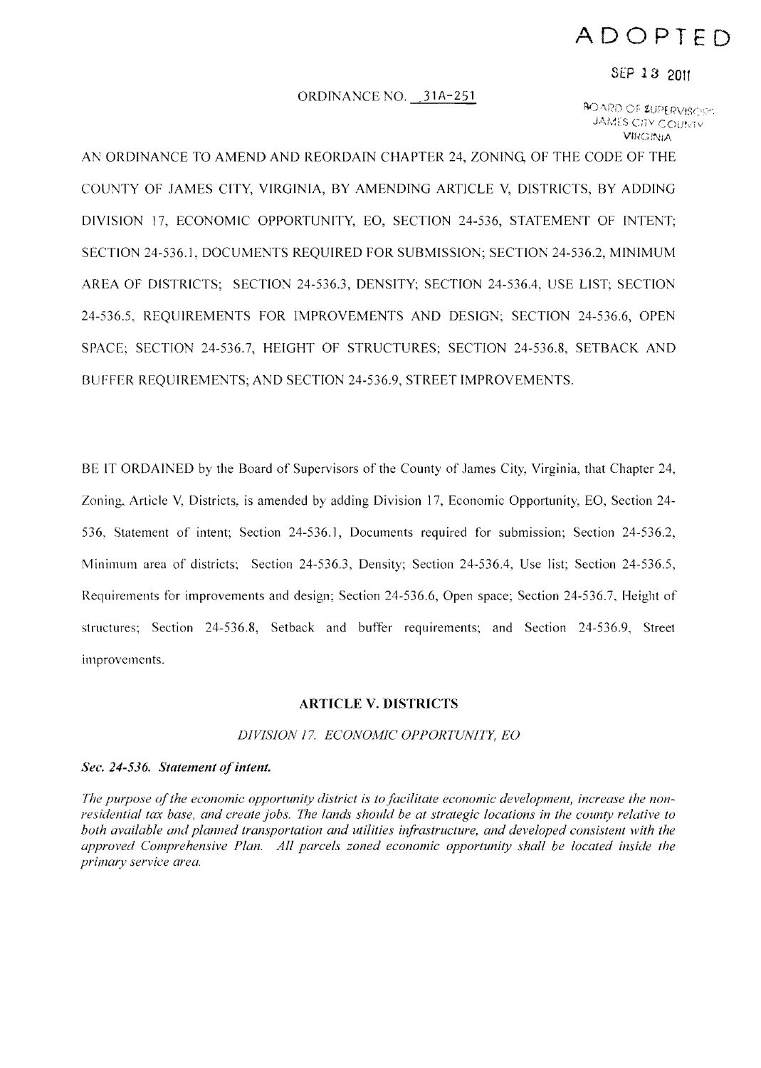# ADOPTED

SEP 13 2011

BOARD OF SUPERVISORS
JAMES CITY COUNTY
VIRGINIA

ORDINANCE NO. 31A-251

AN ORDINANCE TO AMEND AND REORDAIN CHAPTER 24, ZONING, OF THE CODE OF THE COUNTY OF JAMES CITY, VIRGINIA, BY AMENDING ARTICLE V, DISTRICTS, BY ADDING DIVISION 17, ECONOMIC OPPORTUNITY, EO, SECTION 24-536, STATEMENT OF INTENT; SECTION 24-536.1, DOCUMENTS REQUIRED FOR SUBMISSION; SECTION 24-536.2, MINIMUM AREA OF DISTRICTS; SECTION 24-536.3, DENSITY; SECTION 24-536.4, USE LIST; SECTION 24-536.5, REQUIREMENTS FOR IMPROVEMENTS AND DESIGN; SECTION 24-536.6, OPEN SPACE; SECTION 24-536.7, HEIGHT OF STRUCTURES; SECTION 24-536.8, SETBACK AND BUFFER REQUIREMENTS; AND SECTION 24-536.9, STREET IMPROVEMENTS.

BE IT ORDAINED by the Board of Supervisors of the County of James City, Virginia, that Chapter 24, Zoning, Article V, Districts, is amended by adding Division 17, Economic Opportunity, EO, Section 24-536, Statement of intent; Section 24-536.1, Documents required for submission; Section 24-536.2, Minimum area of districts; Section 24-536.3, Density; Section 24-536.4, Use list; Section 24-536.5, Requirements for improvements and design; Section 24-536.6, Open space; Section 24-536.7, Height of structures; Section 24-536.8, Setback and buffer requirements; and Section 24-536.9, Street improvements.

## ARTICLE V. DISTRICTS

### *DIVISION 17. ECONOMIC OPPORTUNITY, EO*

***Sec. 24-536. Statement of intent.***

*The purpose of the economic opportunity district is to facilitate economic development, increase the non-residential tax base, and create jobs. The lands should be at strategic locations in the county relative to both available and planned transportation and utilities infrastructure, and developed consistent with the approved Comprehensive Plan. All parcels zoned economic opportunity shall be located inside the primary service area.*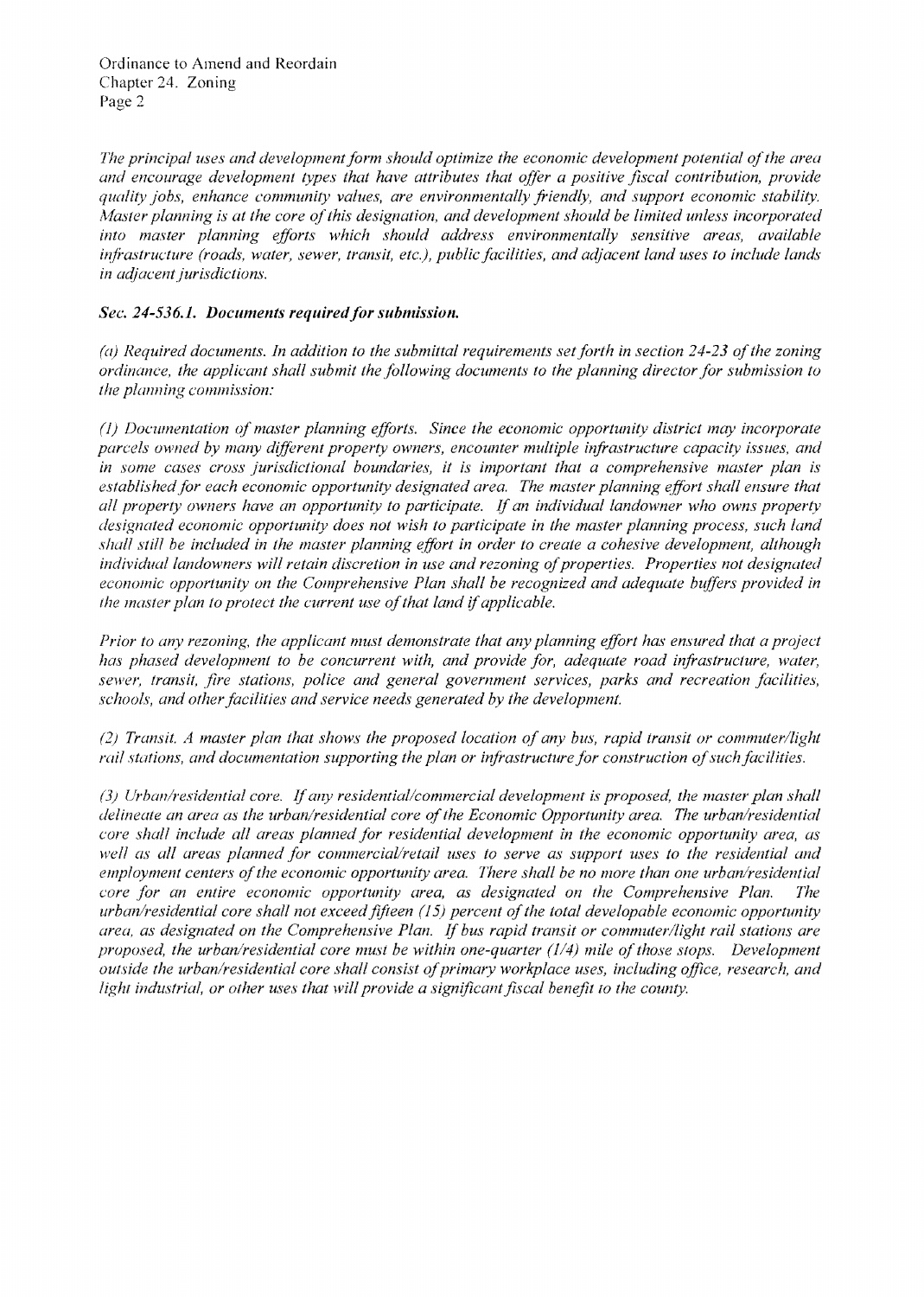*The principal uses and development form should optimize the economic development potential of the area and encourage development types that have attributes that offer a positive fiscal contribution, provide quality jobs, enhance community values, are environmentally friendly, and support economic stability. Master planning is at the core of this designation, and development should be limited unless incorporated into master planning efforts which should address environmentally sensitive areas, available infrastructure (roads, water, sewer, transit, etc.), public facilities, and adjacent land uses to include lands in adjacent jurisdictions.*

***Sec. 24-536.1. Documents required for submission.***

*(a) Required documents. In addition to the submittal requirements set forth in section 24-23 of the zoning ordinance, the applicant shall submit the following documents to the planning director for submission to the planning commission:*

*(1) Documentation of master planning efforts. Since the economic opportunity district may incorporate parcels owned by many different property owners, encounter multiple infrastructure capacity issues, and in some cases cross jurisdictional boundaries, it is important that a comprehensive master plan is established for each economic opportunity designated area. The master planning effort shall ensure that all property owners have an opportunity to participate. If an individual landowner who owns property designated economic opportunity does not wish to participate in the master planning process, such land shall still be included in the master planning effort in order to create a cohesive development, although individual landowners will retain discretion in use and rezoning of properties. Properties not designated economic opportunity on the Comprehensive Plan shall be recognized and adequate buffers provided in the master plan to protect the current use of that land if applicable.*

*Prior to any rezoning, the applicant must demonstrate that any planning effort has ensured that a project has phased development to be concurrent with, and provide for, adequate road infrastructure, water, sewer, transit, fire stations, police and general government services, parks and recreation facilities, schools, and other facilities and service needs generated by the development.*

*(2) Transit. A master plan that shows the proposed location of any bus, rapid transit or commuter/light rail stations, and documentation supporting the plan or infrastructure for construction of such facilities.*

*(3) Urban/residential core. If any residential/commercial development is proposed, the master plan shall delineate an area as the urban/residential core of the Economic Opportunity area. The urban/residential core shall include all areas planned for residential development in the economic opportunity area, as well as all areas planned for commercial/retail uses to serve as support uses to the residential and employment centers of the economic opportunity area. There shall be no more than one urban/residential core for an entire economic opportunity area, as designated on the Comprehensive Plan. The urban/residential core shall not exceed fifteen (15) percent of the total developable economic opportunity area, as designated on the Comprehensive Plan. If bus rapid transit or commuter/light rail stations are proposed, the urban/residential core must be within one-quarter (1/4) mile of those stops. Development outside the urban/residential core shall consist of primary workplace uses, including office, research, and light industrial, or other uses that will provide a significant fiscal benefit to the county.*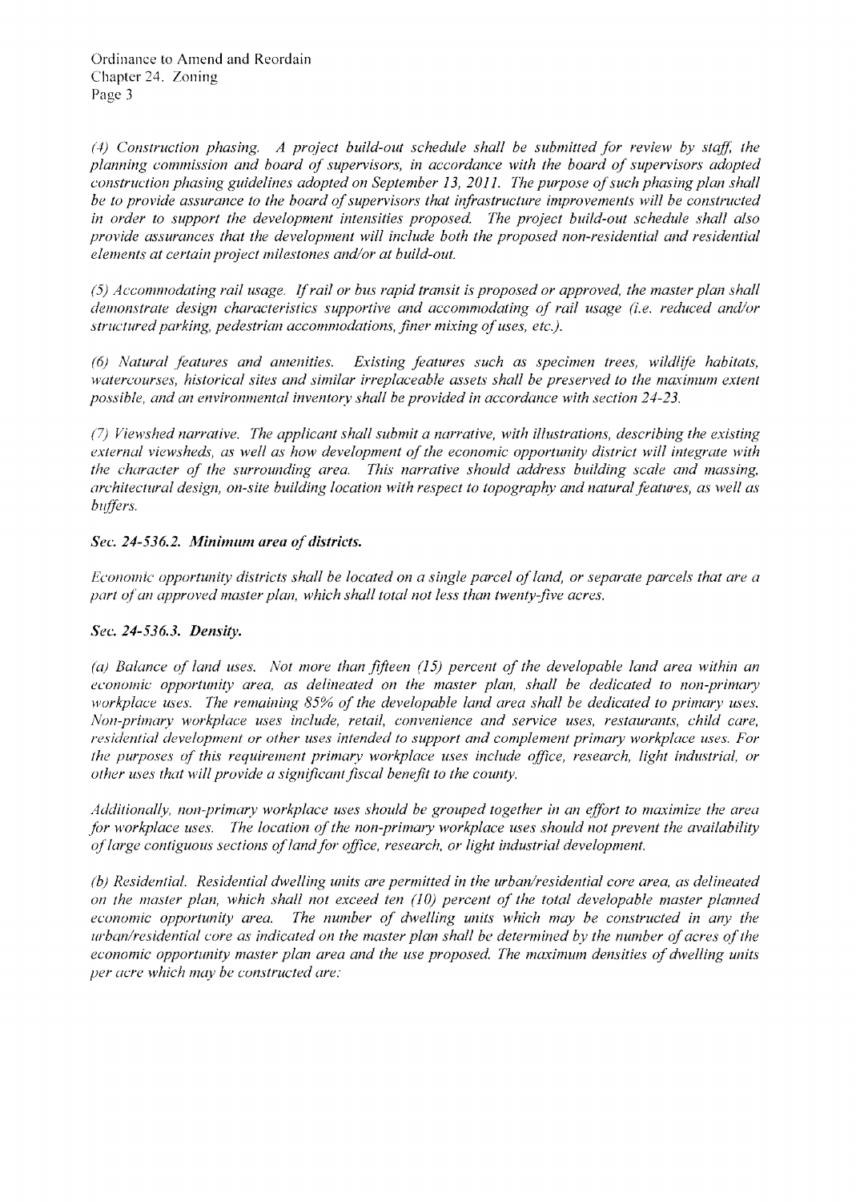*(4) Construction phasing. A project build-out schedule shall be submitted for review by staff, the planning commission and board of supervisors, in accordance with the board of supervisors adopted construction phasing guidelines adopted on September 13, 2011. The purpose of such phasing plan shall be to provide assurance to the board of supervisors that infrastructure improvements will be constructed in order to support the development intensities proposed. The project build-out schedule shall also provide assurances that the development will include both the proposed non-residential and residential elements at certain project milestones and/or at build-out.*

*(5) Accommodating rail usage. If rail or bus rapid transit is proposed or approved, the master plan shall demonstrate design characteristics supportive and accommodating of rail usage (i.e. reduced and/or structured parking, pedestrian accommodations, finer mixing of uses, etc.).*

*(6) Natural features and amenities. Existing features such as specimen trees, wildlife habitats, watercourses, historical sites and similar irreplaceable assets shall be preserved to the maximum extent possible, and an environmental inventory shall be provided in accordance with section 24-23.*

*(7) Viewshed narrative. The applicant shall submit a narrative, with illustrations, describing the existing external viewsheds, as well as how development of the economic opportunity district will integrate with the character of the surrounding area. This narrative should address building scale and massing, architectural design, on-site building location with respect to topography and natural features, as well as buffers.*

### *Sec. 24-536.2. Minimum area of districts.*

*Economic opportunity districts shall be located on a single parcel of land, or separate parcels that are a part of an approved master plan, which shall total not less than twenty-five acres.*

### *Sec. 24-536.3. Density.*

*(a) Balance of land uses. Not more than fifteen (15) percent of the developable land area within an economic opportunity area, as delineated on the master plan, shall be dedicated to non-primary workplace uses. The remaining 85% of the developable land area shall be dedicated to primary uses. Non-primary workplace uses include, retail, convenience and service uses, restaurants, child care, residential development or other uses intended to support and complement primary workplace uses. For the purposes of this requirement primary workplace uses include office, research, light industrial, or other uses that will provide a significant fiscal benefit to the county.*

*Additionally, non-primary workplace uses should be grouped together in an effort to maximize the area for workplace uses. The location of the non-primary workplace uses should not prevent the availability of large contiguous sections of land for office, research, or light industrial development.*

*(b) Residential. Residential dwelling units are permitted in the urban/residential core area, as delineated on the master plan, which shall not exceed ten (10) percent of the total developable master planned economic opportunity area. The number of dwelling units which may be constructed in any the urban/residential core as indicated on the master plan shall be determined by the number of acres of the economic opportunity master plan area and the use proposed. The maximum densities of dwelling units per acre which may be constructed are:*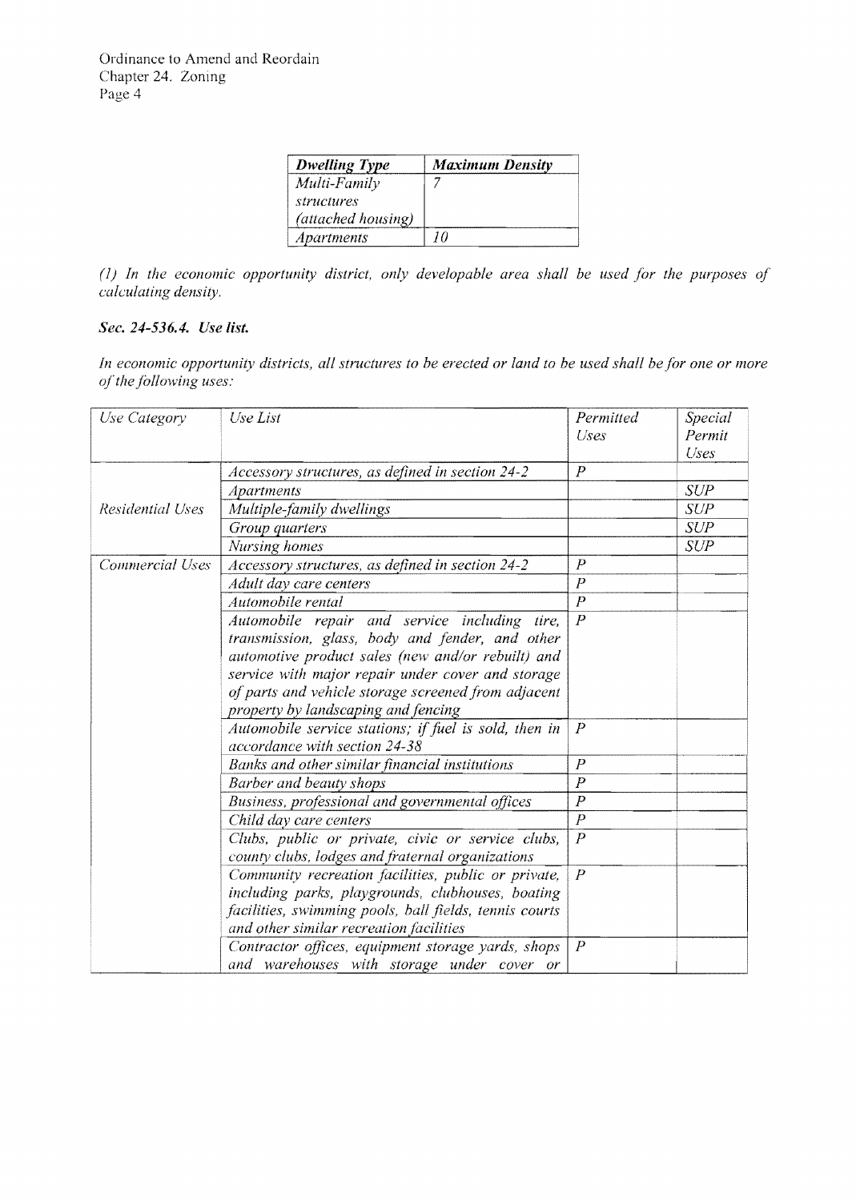| ***Dwelling Type*** | ***Maximum Density*** |
|---|---|
| *Multi-Family structures (attached housing)* | *7* |
| *Apartments* | *10* |

*(1) In the economic opportunity district, only developable area shall be used for the purposes of calculating density.*

### *Sec. 24-536.4. Use list.*

*In economic opportunity districts, all structures to be erected or land to be used shall be for one or more of the following uses:*

| *Use Category* | *Use List* | *Permitted Uses* | *Special Permit Uses* |
|---|---|---|---|
| *Residential Uses* | *Accessory structures, as defined in section 24-2* | *P* | |
| | *Apartments* | | *SUP* |
| | *Multiple-family dwellings* | | *SUP* |
| | *Group quarters* | | *SUP* |
| | *Nursing homes* | | *SUP* |
| *Commercial Uses* | *Accessory structures, as defined in section 24-2* | *P* | |
| | *Adult day care centers* | *P* | |
| | *Automobile rental* | *P* | |
| | *Automobile repair and service including tire, transmission, glass, body and fender, and other automotive product sales (new and/or rebuilt) and service with major repair under cover and storage of parts and vehicle storage screened from adjacent property by landscaping and fencing* | *P* | |
| | *Automobile service stations; if fuel is sold, then in accordance with section 24-38* | *P* | |
| | *Banks and other similar financial institutions* | *P* | |
| | *Barber and beauty shops* | *P* | |
| | *Business, professional and governmental offices* | *P* | |
| | *Child day care centers* | *P* | |
| | *Clubs, public or private, civic or service clubs, county clubs, lodges and fraternal organizations* | *P* | |
| | *Community recreation facilities, public or private, including parks, playgrounds, clubhouses, boating facilities, swimming pools, ball fields, tennis courts and other similar recreation facilities* | *P* | |
| | *Contractor offices, equipment storage yards, shops and warehouses with storage under cover or* | *P* | |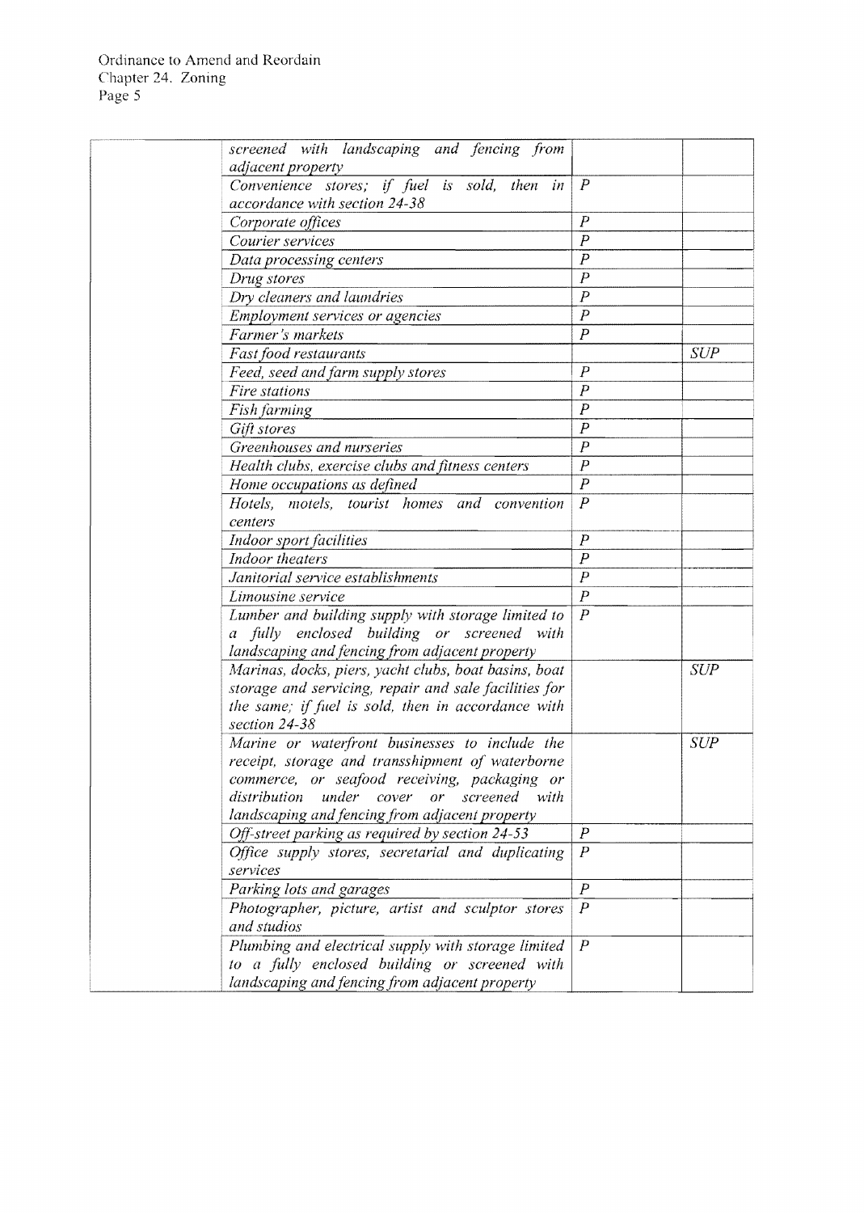| | | | |
|---|---|---|---|
| | *screened with landscaping and fencing from adjacent property* | | |
| | *Convenience stores; if fuel is sold, then in accordance with section 24-38* | *P* | |
| | *Corporate offices* | *P* | |
| | *Courier services* | *P* | |
| | *Data processing centers* | *P* | |
| | *Drug stores* | *P* | |
| | *Dry cleaners and laundries* | *P* | |
| | *Employment services or agencies* | *P* | |
| | *Farmer's markets* | *P* | |
| | *Fast food restaurants* | | *SUP* |
| | *Feed, seed and farm supply stores* | *P* | |
| | *Fire stations* | *P* | |
| | *Fish farming* | *P* | |
| | *Gift stores* | *P* | |
| | *Greenhouses and nurseries* | *P* | |
| | *Health clubs, exercise clubs and fitness centers* | *P* | |
| | *Home occupations as defined* | *P* | |
| | *Hotels, motels, tourist homes and convention centers* | *P* | |
| | *Indoor sport facilities* | *P* | |
| | *Indoor theaters* | *P* | |
| | *Janitorial service establishments* | *P* | |
| | *Limousine service* | *P* | |
| | *Lumber and building supply with storage limited to a fully enclosed building or screened with landscaping and fencing from adjacent property* | *P* | |
| | *Marinas, docks, piers, yacht clubs, boat basins, boat storage and servicing, repair and sale facilities for the same; if fuel is sold, then in accordance with section 24-38* | | *SUP* |
| | *Marine or waterfront businesses to include the receipt, storage and transshipment of waterborne commerce, or seafood receiving, packaging or distribution under cover or screened with landscaping and fencing from adjacent property* | | *SUP* |
| | *Off-street parking as required by section 24-53* | *P* | |
| | *Office supply stores, secretarial and duplicating services* | *P* | |
| | *Parking lots and garages* | *P* | |
| | *Photographer, picture, artist and sculptor stores and studios* | *P* | |
| | *Plumbing and electrical supply with storage limited to a fully enclosed building or screened with landscaping and fencing from adjacent property* | *P* | |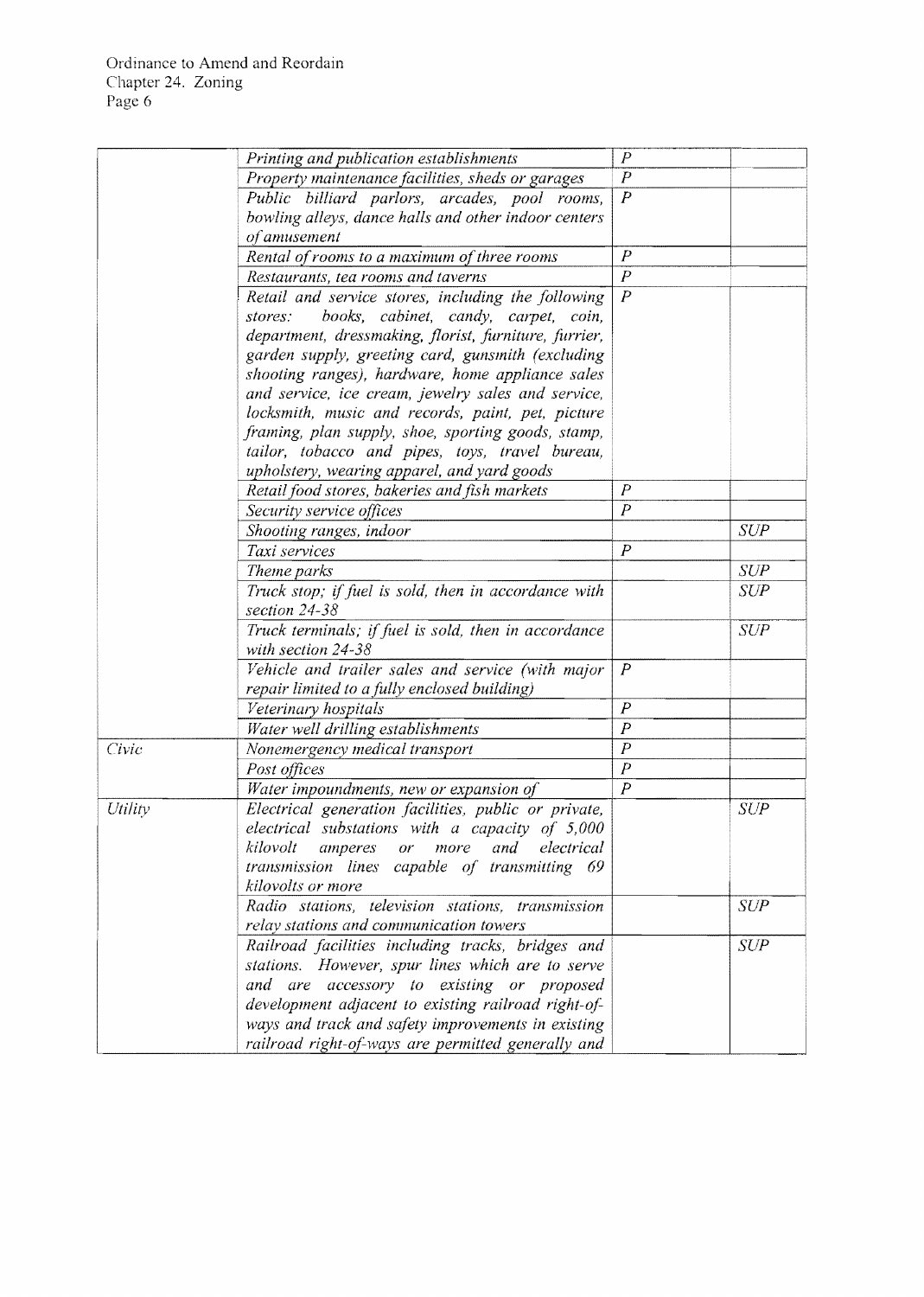Ordinance to Amend and Reordain
Chapter 24. Zoning

| | | | |
|---|---|---|---|
| | *Printing and publication establishments* | *P* | |
| | *Property maintenance facilities, sheds or garages* | *P* | |
| | *Public billiard parlors, arcades, pool rooms, bowling alleys, dance halls and other indoor centers of amusement* | *P* | |
| | *Rental of rooms to a maximum of three rooms* | *P* | |
| | *Restaurants, tea rooms and taverns* | *P* | |
| | *Retail and service stores, including the following stores: books, cabinet, candy, carpet, coin, department, dressmaking, florist, furniture, furrier, garden supply, greeting card, gunsmith (excluding shooting ranges), hardware, home appliance sales and service, ice cream, jewelry sales and service, locksmith, music and records, paint, pet, picture framing, plan supply, shoe, sporting goods, stamp, tailor, tobacco and pipes, toys, travel bureau, upholstery, wearing apparel, and yard goods* | *P* | |
| | *Retail food stores, bakeries and fish markets* | *P* | |
| | *Security service offices* | *P* | |
| | *Shooting ranges, indoor* | | *SUP* |
| | *Taxi services* | *P* | |
| | *Theme parks* | | *SUP* |
| | *Truck stop; if fuel is sold, then in accordance with section 24-38* | | *SUP* |
| | *Truck terminals; if fuel is sold, then in accordance with section 24-38* | | *SUP* |
| | *Vehicle and trailer sales and service (with major repair limited to a fully enclosed building)* | *P* | |
| | *Veterinary hospitals* | *P* | |
| | *Water well drilling establishments* | *P* | |
| *Civic* | *Nonemergency medical transport* | *P* | |
| | *Post offices* | *P* | |
| | *Water impoundments, new or expansion of* | *P* | |
| *Utility* | *Electrical generation facilities, public or private, electrical substations with a capacity of 5,000 kilovolt amperes or more and electrical transmission lines capable of transmitting 69 kilovolts or more* | | *SUP* |
| | *Radio stations, television stations, transmission relay stations and communication towers* | | *SUP* |
| | *Railroad facilities including tracks, bridges and stations. However, spur lines which are to serve and are accessory to existing or proposed development adjacent to existing railroad right-of-ways and track and safety improvements in existing railroad right-of-ways are permitted generally and* | | *SUP* |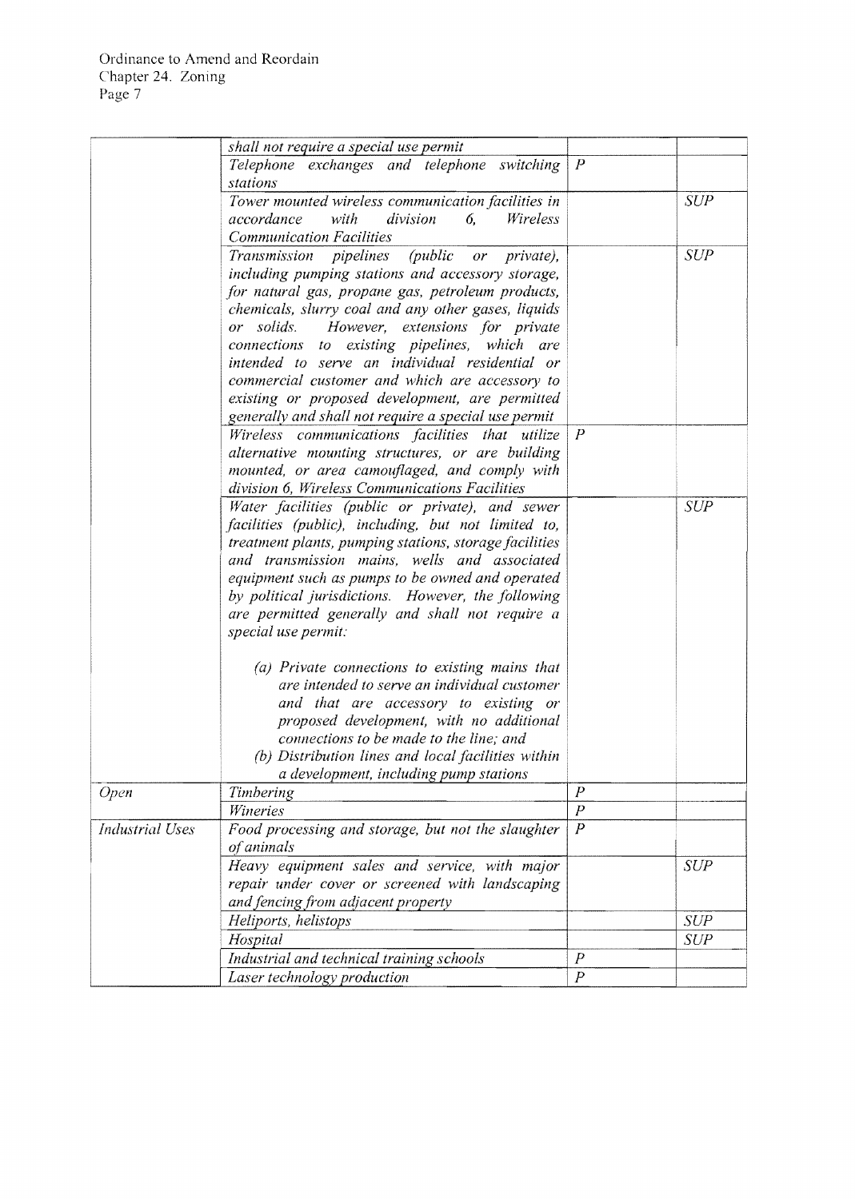| | | | |
|---|---|---|---|
| | *shall not require a special use permit* | | |
| | *Telephone exchanges and telephone switching stations* | *P* | |
| | *Tower mounted wireless communication facilities in accordance with division 6, Wireless Communication Facilities* | | *SUP* |
| | *Transmission pipelines (public or private), including pumping stations and accessory storage, for natural gas, propane gas, petroleum products, chemicals, slurry coal and any other gases, liquids or solids. However, extensions for private connections to existing pipelines, which are intended to serve an individual residential or commercial customer and which are accessory to existing or proposed development, are permitted generally and shall not require a special use permit* | | *SUP* |
| | *Wireless communications facilities that utilize alternative mounting structures, or are building mounted, or are area camouflaged, and comply with division 6, Wireless Communications Facilities* | *P* | |
| | *Water facilities (public or private), and sewer facilities (public), including, but not limited to, treatment plants, pumping stations, storage facilities and transmission mains, wells and associated equipment such as pumps to be owned and operated by political jurisdictions. However, the following are permitted generally and shall not require a special use permit:*<br><br>*(a) Private connections to existing mains that are intended to serve an individual customer and that are accessory to existing or proposed development, with no additional connections to be made to the line; and*<br>*(b) Distribution lines and local facilities within a development, including pump stations* | | *SUP* |
| *Open* | *Timbering* | *P* | |
| | *Wineries* | *P* | |
| *Industrial Uses* | *Food processing and storage, but not the slaughter of animals* | *P* | |
| | *Heavy equipment sales and service, with major repair under cover or screened with landscaping and fencing from adjacent property* | | *SUP* |
| | *Heliports, helistops* | | *SUP* |
| | *Hospital* | | *SUP* |
| | *Industrial and technical training schools* | *P* | |
| | *Laser technology production* | *P* | |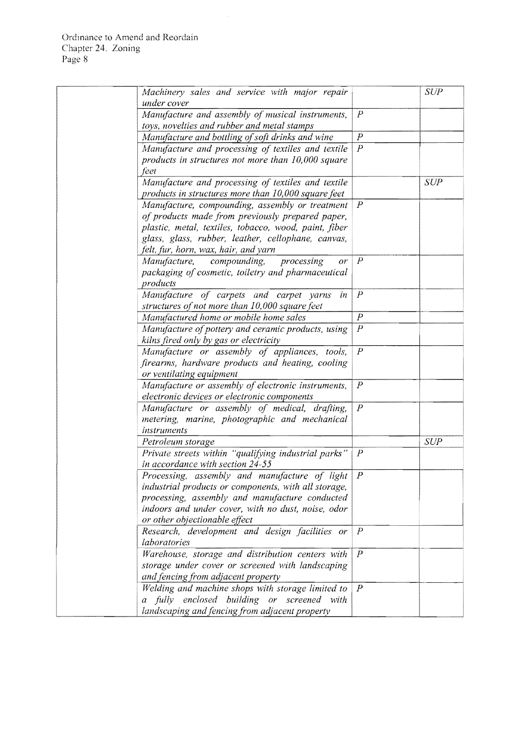| | | | |
|---|---|---|---|
| | *Machinery sales and service with major repair under cover* | | *SUP* |
| | *Manufacture and assembly of musical instruments, toys, novelties and rubber and metal stamps* | *P* | |
| | *Manufacture and bottling of soft drinks and wine* | *P* | |
| | *Manufacture and processing of textiles and textile products in structures not more than 10,000 square feet* | *P* | |
| | *Manufacture and processing of textiles and textile products in structures more than 10,000 square feet* | | *SUP* |
| | *Manufacture, compounding, assembly or treatment of products made from previously prepared paper, plastic, metal, textiles, tobacco, wood, paint, fiber glass, glass, rubber, leather, cellophane, canvas, felt, fur, horn, wax, hair, and yarn* | *P* | |
| | *Manufacture, compounding, processing or packaging of cosmetic, toiletry and pharmaceutical products* | *P* | |
| | *Manufacture of carpets and carpet yarns in structures of not more than 10,000 square feet* | *P* | |
| | *Manufactured home or mobile home sales* | *P* | |
| | *Manufacture of pottery and ceramic products, using kilns fired only by gas or electricity* | *P* | |
| | *Manufacture or assembly of appliances, tools, firearms, hardware products and heating, cooling or ventilating equipment* | *P* | |
| | *Manufacture or assembly of electronic instruments, electronic devices or electronic components* | *P* | |
| | *Manufacture or assembly of medical, drafting, metering, marine, photographic and mechanical instruments* | *P* | |
| | *Petroleum storage* | | *SUP* |
| | *Private streets within "qualifying industrial parks" in accordance with section 24-55* | *P* | |
| | *Processing, assembly and manufacture of light industrial products or components, with all storage, processing, assembly and manufacture conducted indoors and under cover, with no dust, noise, odor or other objectionable effect* | *P* | |
| | *Research, development and design facilities or laboratories* | *P* | |
| | *Warehouse, storage and distribution centers with storage under cover or screened with landscaping and fencing from adjacent property* | *P* | |
| | *Welding and machine shops with storage limited to a fully enclosed building or screened with landscaping and fencing from adjacent property* | *P* | |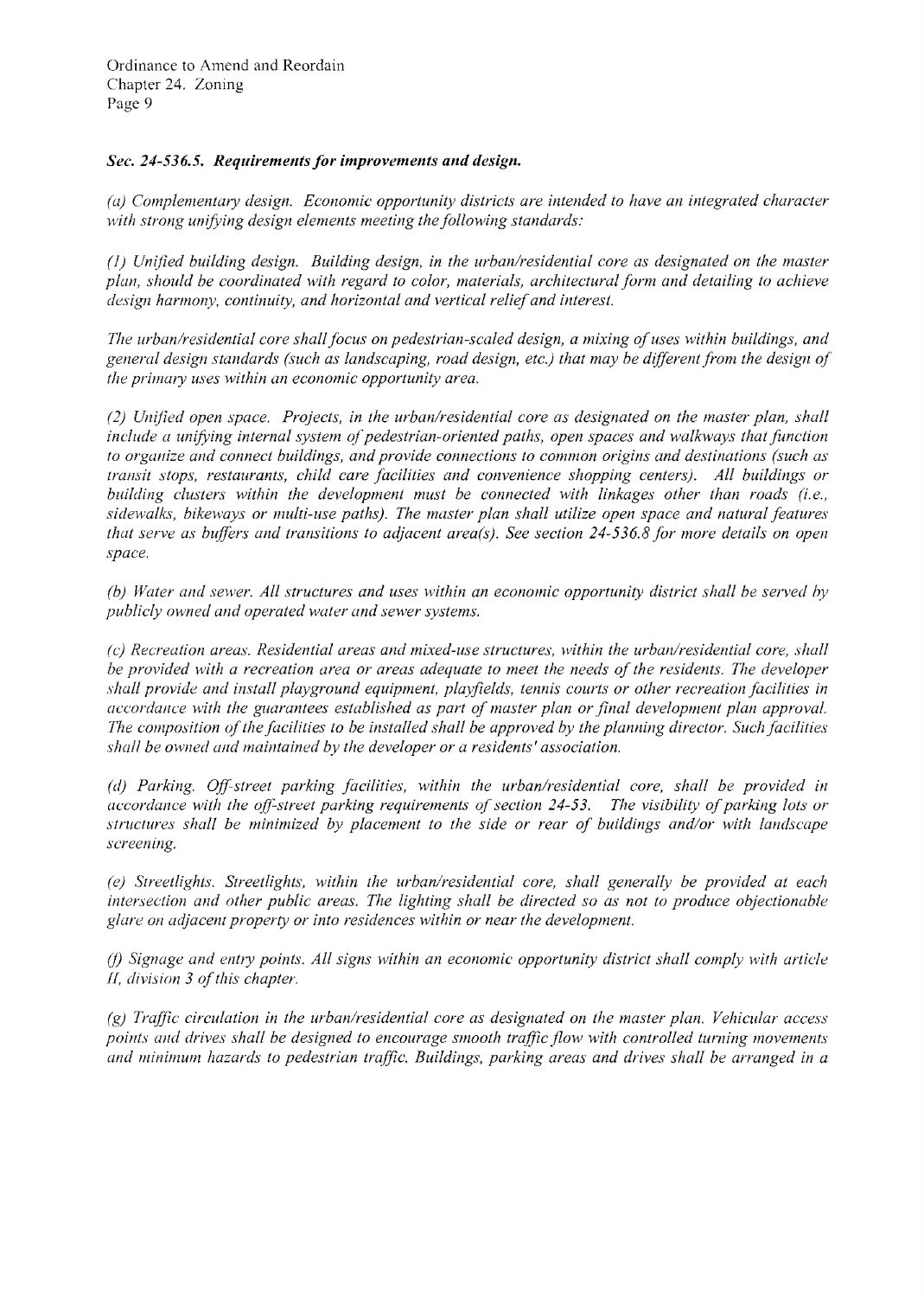### *Sec. 24-536.5. Requirements for improvements and design.*

*(a) Complementary design. Economic opportunity districts are intended to have an integrated character with strong unifying design elements meeting the following standards:*

*(1) Unified building design. Building design, in the urban/residential core as designated on the master plan, should be coordinated with regard to color, materials, architectural form and detailing to achieve design harmony, continuity, and horizontal and vertical relief and interest.*

*The urban/residential core shall focus on pedestrian-scaled design, a mixing of uses within buildings, and general design standards (such as landscaping, road design, etc.) that may be different from the design of the primary uses within an economic opportunity area.*

*(2) Unified open space. Projects, in the urban/residential core as designated on the master plan, shall include a unifying internal system of pedestrian-oriented paths, open spaces and walkways that function to organize and connect buildings, and provide connections to common origins and destinations (such as transit stops, restaurants, child care facilities and convenience shopping centers). All buildings or building clusters within the development must be connected with linkages other than roads (i.e., sidewalks, bikeways or multi-use paths). The master plan shall utilize open space and natural features that serve as buffers and transitions to adjacent area(s). See section 24-536.8 for more details on open space.*

*(b) Water and sewer. All structures and uses within an economic opportunity district shall be served by publicly owned and operated water and sewer systems.*

*(c) Recreation areas. Residential areas and mixed-use structures, within the urban/residential core, shall be provided with a recreation area or areas adequate to meet the needs of the residents. The developer shall provide and install playground equipment, playfields, tennis courts or other recreation facilities in accordance with the guarantees established as part of master plan or final development plan approval. The composition of the facilities to be installed shall be approved by the planning director. Such facilities shall be owned and maintained by the developer or a residents' association.*

*(d) Parking. Off-street parking facilities, within the urban/residential core, shall be provided in accordance with the off-street parking requirements of section 24-53. The visibility of parking lots or structures shall be minimized by placement to the side or rear of buildings and/or with landscape screening.*

*(e) Streetlights. Streetlights, within the urban/residential core, shall generally be provided at each intersection and other public areas. The lighting shall be directed so as not to produce objectionable glare on adjacent property or into residences within or near the development.*

*(f) Signage and entry points. All signs within an economic opportunity district shall comply with article II, division 3 of this chapter.*

*(g) Traffic circulation in the urban/residential core as designated on the master plan. Vehicular access points and drives shall be designed to encourage smooth traffic flow with controlled turning movements and minimum hazards to pedestrian traffic. Buildings, parking areas and drives shall be arranged in a*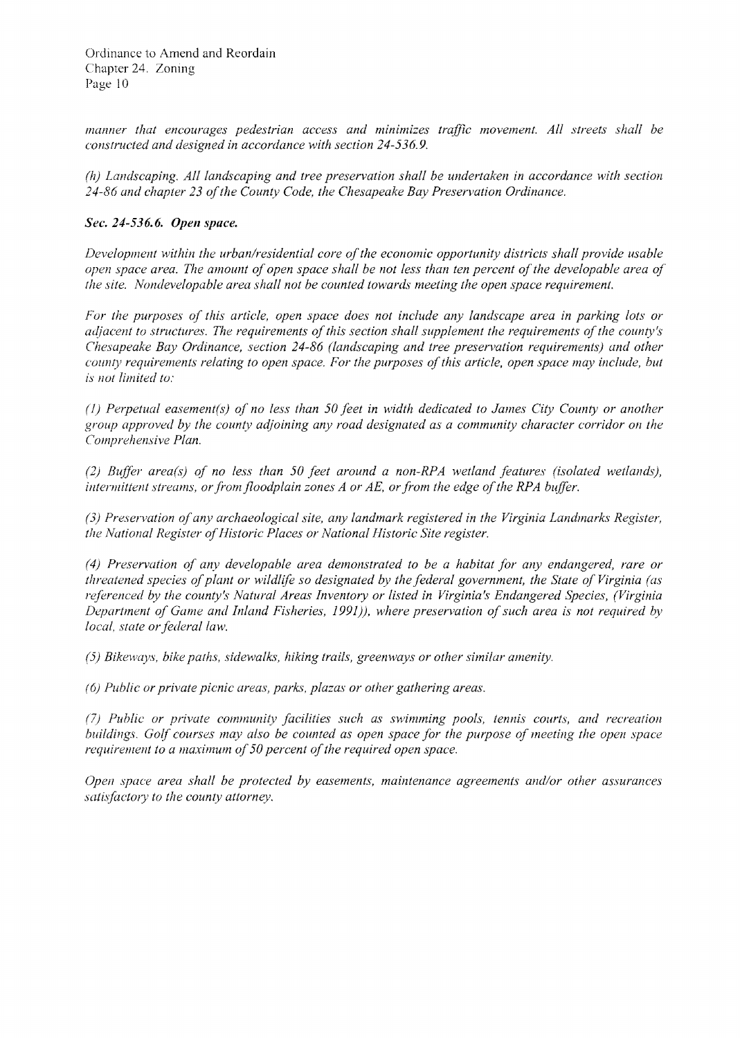*manner that encourages pedestrian access and minimizes traffic movement. All streets shall be constructed and designed in accordance with section 24-536.9.*

*(h) Landscaping. All landscaping and tree preservation shall be undertaken in accordance with section 24-86 and chapter 23 of the County Code, the Chesapeake Bay Preservation Ordinance.*

***Sec. 24-536.6. Open space.***

*Development within the urban/residential core of the economic opportunity districts shall provide usable open space area. The amount of open space shall be not less than ten percent of the developable area of the site. Nondevelopable area shall not be counted towards meeting the open space requirement.*

*For the purposes of this article, open space does not include any landscape area in parking lots or adjacent to structures. The requirements of this section shall supplement the requirements of the county's Chesapeake Bay Ordinance, section 24-86 (landscaping and tree preservation requirements) and other county requirements relating to open space. For the purposes of this article, open space may include, but is not limited to:*

*(1) Perpetual easement(s) of no less than 50 feet in width dedicated to James City County or another group approved by the county adjoining any road designated as a community character corridor on the Comprehensive Plan.*

*(2) Buffer area(s) of no less than 50 feet around a non-RPA wetland features (isolated wetlands), intermittent streams, or from floodplain zones A or AE, or from the edge of the RPA buffer.*

*(3) Preservation of any archaeological site, any landmark registered in the Virginia Landmarks Register, the National Register of Historic Places or National Historic Site register.*

*(4) Preservation of any developable area demonstrated to be a habitat for any endangered, rare or threatened species of plant or wildlife so designated by the federal government, the State of Virginia (as referenced by the county's Natural Areas Inventory or listed in Virginia's Endangered Species, (Virginia Department of Game and Inland Fisheries, 1991)), where preservation of such area is not required by local, state or federal law.*

*(5) Bikeways, bike paths, sidewalks, hiking trails, greenways or other similar amenity.*

*(6) Public or private picnic areas, parks, plazas or other gathering areas.*

*(7) Public or private community facilities such as swimming pools, tennis courts, and recreation buildings. Golf courses may also be counted as open space for the purpose of meeting the open space requirement to a maximum of 50 percent of the required open space.*

*Open space area shall be protected by easements, maintenance agreements and/or other assurances satisfactory to the county attorney.*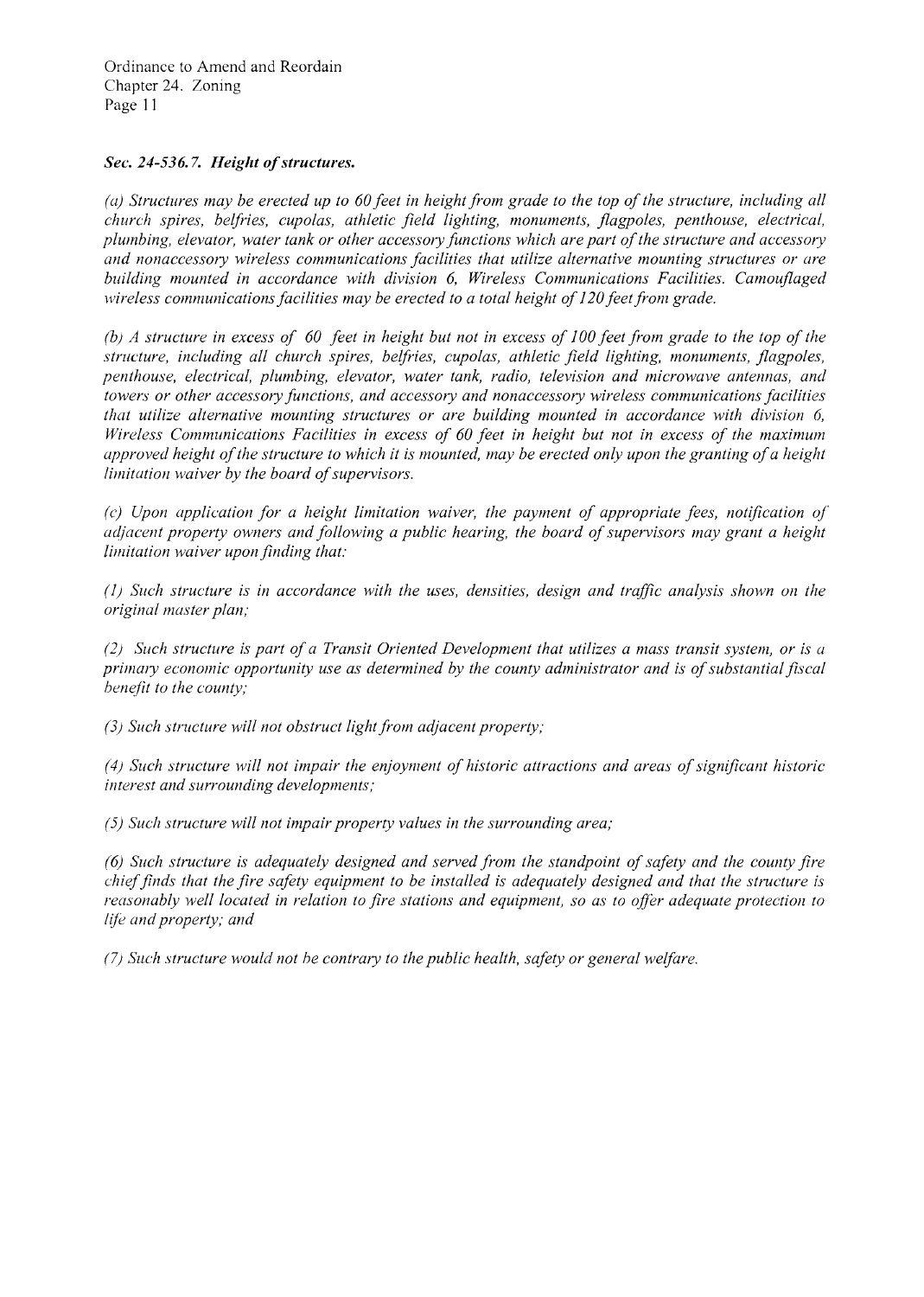***Sec. 24-536.7. Height of structures.***

*(a) Structures may be erected up to 60 feet in height from grade to the top of the structure, including all church spires, belfries, cupolas, athletic field lighting, monuments, flagpoles, penthouse, electrical, plumbing, elevator, water tank or other accessory functions which are part of the structure and accessory and nonaccessory wireless communications facilities that utilize alternative mounting structures or are building mounted in accordance with division 6, Wireless Communications Facilities. Camouflaged wireless communications facilities may be erected to a total height of 120 feet from grade.*

*(b) A structure in excess of 60 feet in height but not in excess of 100 feet from grade to the top of the structure, including all church spires, belfries, cupolas, athletic field lighting, monuments, flagpoles, penthouse, electrical, plumbing, elevator, water tank, radio, television and microwave antennas, and towers or other accessory functions, and accessory and nonaccessory wireless communications facilities that utilize alternative mounting structures or are building mounted in accordance with division 6, Wireless Communications Facilities in excess of 60 feet in height but not in excess of the maximum approved height of the structure to which it is mounted, may be erected only upon the granting of a height limitation waiver by the board of supervisors.*

*(c) Upon application for a height limitation waiver, the payment of appropriate fees, notification of adjacent property owners and following a public hearing, the board of supervisors may grant a height limitation waiver upon finding that:*

*(1) Such structure is in accordance with the uses, densities, design and traffic analysis shown on the original master plan;*

*(2) Such structure is part of a Transit Oriented Development that utilizes a mass transit system, or is a primary economic opportunity use as determined by the county administrator and is of substantial fiscal benefit to the county;*

*(3) Such structure will not obstruct light from adjacent property;*

*(4) Such structure will not impair the enjoyment of historic attractions and areas of significant historic interest and surrounding developments;*

*(5) Such structure will not impair property values in the surrounding area;*

*(6) Such structure is adequately designed and served from the standpoint of safety and the county fire chief finds that the fire safety equipment to be installed is adequately designed and that the structure is reasonably well located in relation to fire stations and equipment, so as to offer adequate protection to life and property; and*

*(7) Such structure would not be contrary to the public health, safety or general welfare.*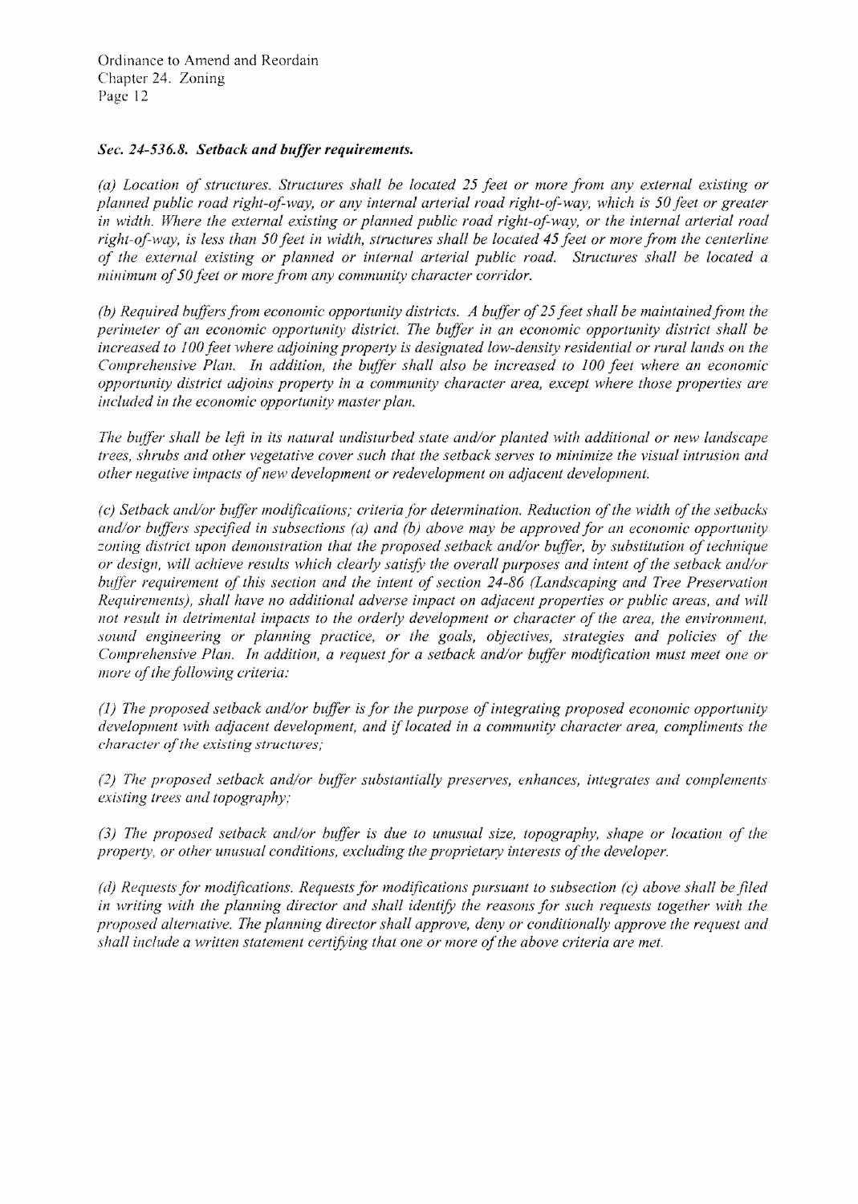### *Sec. 24-536.8. Setback and buffer requirements.*

*(a) Location of structures. Structures shall be located 25 feet or more from any external existing or planned public road right-of-way, or any internal arterial road right-of-way, which is 50 feet or greater in width. Where the external existing or planned public road right-of-way, or the internal arterial road right-of-way, is less than 50 feet in width, structures shall be located 45 feet or more from the centerline of the external existing or planned or internal arterial public road. Structures shall be located a minimum of 50 feet or more from any community character corridor.*

*(b) Required buffers from economic opportunity districts. A buffer of 25 feet shall be maintained from the perimeter of an economic opportunity district. The buffer in an economic opportunity district shall be increased to 100 feet where adjoining property is designated low-density residential or rural lands on the Comprehensive Plan. In addition, the buffer shall also be increased to 100 feet where an economic opportunity district adjoins property in a community character area, except where those properties are included in the economic opportunity master plan.*

*The buffer shall be left in its natural undisturbed state and/or planted with additional or new landscape trees, shrubs and other vegetative cover such that the setback serves to minimize the visual intrusion and other negative impacts of new development or redevelopment on adjacent development.*

*(c) Setback and/or buffer modifications; criteria for determination. Reduction of the width of the setbacks and/or buffers specified in subsections (a) and (b) above may be approved for an economic opportunity zoning district upon demonstration that the proposed setback and/or buffer, by substitution of technique or design, will achieve results which clearly satisfy the overall purposes and intent of the setback and/or buffer requirement of this section and the intent of section 24-86 (Landscaping and Tree Preservation Requirements), shall have no additional adverse impact on adjacent properties or public areas, and will not result in detrimental impacts to the orderly development or character of the area, the environment, sound engineering or planning practice, or the goals, objectives, strategies and policies of the Comprehensive Plan. In addition, a request for a setback and/or buffer modification must meet one or more of the following criteria:*

*(1) The proposed setback and/or buffer is for the purpose of integrating proposed economic opportunity development with adjacent development, and if located in a community character area, compliments the character of the existing structures;*

*(2) The proposed setback and/or buffer substantially preserves, enhances, integrates and complements existing trees and topography;*

*(3) The proposed setback and/or buffer is due to unusual size, topography, shape or location of the property, or other unusual conditions, excluding the proprietary interests of the developer.*

*(d) Requests for modifications. Requests for modifications pursuant to subsection (c) above shall be filed in writing with the planning director and shall identify the reasons for such requests together with the proposed alternative. The planning director shall approve, deny or conditionally approve the request and shall include a written statement certifying that one or more of the above criteria are met.*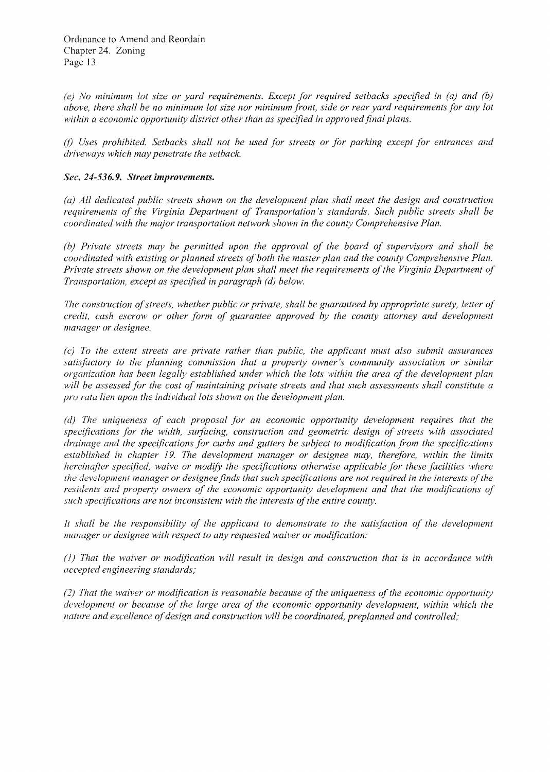*(e) No minimum lot size or yard requirements. Except for required setbacks specified in (a) and (b) above, there shall be no minimum lot size nor minimum front, side or rear yard requirements for any lot within a economic opportunity district other than as specified in approved final plans.*

*(f) Uses prohibited. Setbacks shall not be used for streets or for parking except for entrances and driveways which may penetrate the setback.*

***Sec. 24-536.9. Street improvements.***

*(a) All dedicated public streets shown on the development plan shall meet the design and construction requirements of the Virginia Department of Transportation's standards. Such public streets shall be coordinated with the major transportation network shown in the county Comprehensive Plan.*

*(b) Private streets may be permitted upon the approval of the board of supervisors and shall be coordinated with existing or planned streets of both the master plan and the county Comprehensive Plan. Private streets shown on the development plan shall meet the requirements of the Virginia Department of Transportation, except as specified in paragraph (d) below.*

*The construction of streets, whether public or private, shall be guaranteed by appropriate surety, letter of credit, cash escrow or other form of guarantee approved by the county attorney and development manager or designee.*

*(c) To the extent streets are private rather than public, the applicant must also submit assurances satisfactory to the planning commission that a property owner's community association or similar organization has been legally established under which the lots within the area of the development plan will be assessed for the cost of maintaining private streets and that such assessments shall constitute a pro rata lien upon the individual lots shown on the development plan.*

*(d) The uniqueness of each proposal for an economic opportunity development requires that the specifications for the width, surfacing, construction and geometric design of streets with associated drainage and the specifications for curbs and gutters be subject to modification from the specifications established in chapter 19. The development manager or designee may, therefore, within the limits hereinafter specified, waive or modify the specifications otherwise applicable for these facilities where the development manager or designee finds that such specifications are not required in the interests of the residents and property owners of the economic opportunity development and that the modifications of such specifications are not inconsistent with the interests of the entire county.*

*It shall be the responsibility of the applicant to demonstrate to the satisfaction of the development manager or designee with respect to any requested waiver or modification:*

*(1) That the waiver or modification will result in design and construction that is in accordance with accepted engineering standards;*

*(2) That the waiver or modification is reasonable because of the uniqueness of the economic opportunity development or because of the large area of the economic opportunity development, within which the nature and excellence of design and construction will be coordinated, preplanned and controlled;*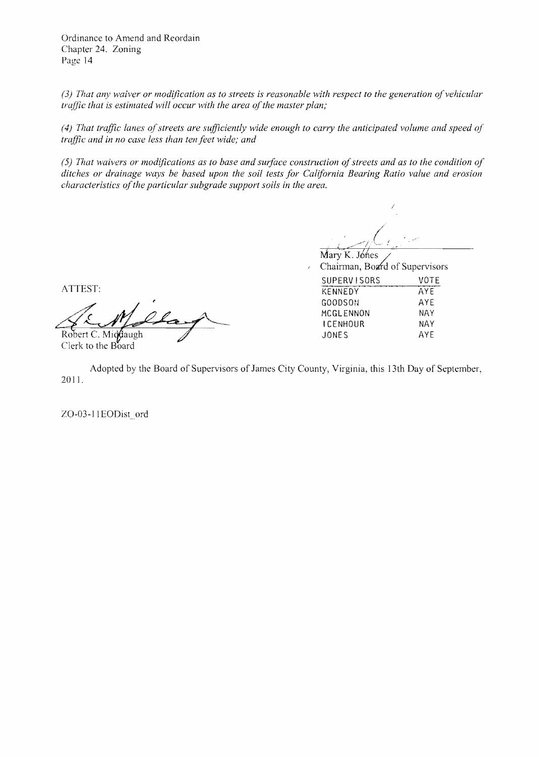*(3) That any waiver or modification as to streets is reasonable with respect to the generation of vehicular traffic that is estimated will occur with the area of the master plan;*

*(4) That traffic lanes of streets are sufficiently wide enough to carry the anticipated volume and speed of traffic and in no case less than ten feet wide; and*

*(5) That waivers or modifications as to base and surface construction of streets and as to the condition of ditches or drainage ways be based upon the soil tests for California Bearing Ratio value and erosion characteristics of the particular subgrade support soils in the area.*

Mary K. Jones
Chairman, Board of Supervisors

| SUPERVISORS | VOTE |
|---|---|
| KENNEDY | AYE |
| GOODSON | AYE |
| MCGLENNON | NAY |
| ICENHOUR | NAY |
| JONES | AYE |

ATTEST:

Robert C. Middaugh
Clerk to the Board

Adopted by the Board of Supervisors of James City County, Virginia, this 13th Day of September, 2011.

ZO-03-11EODist_ord